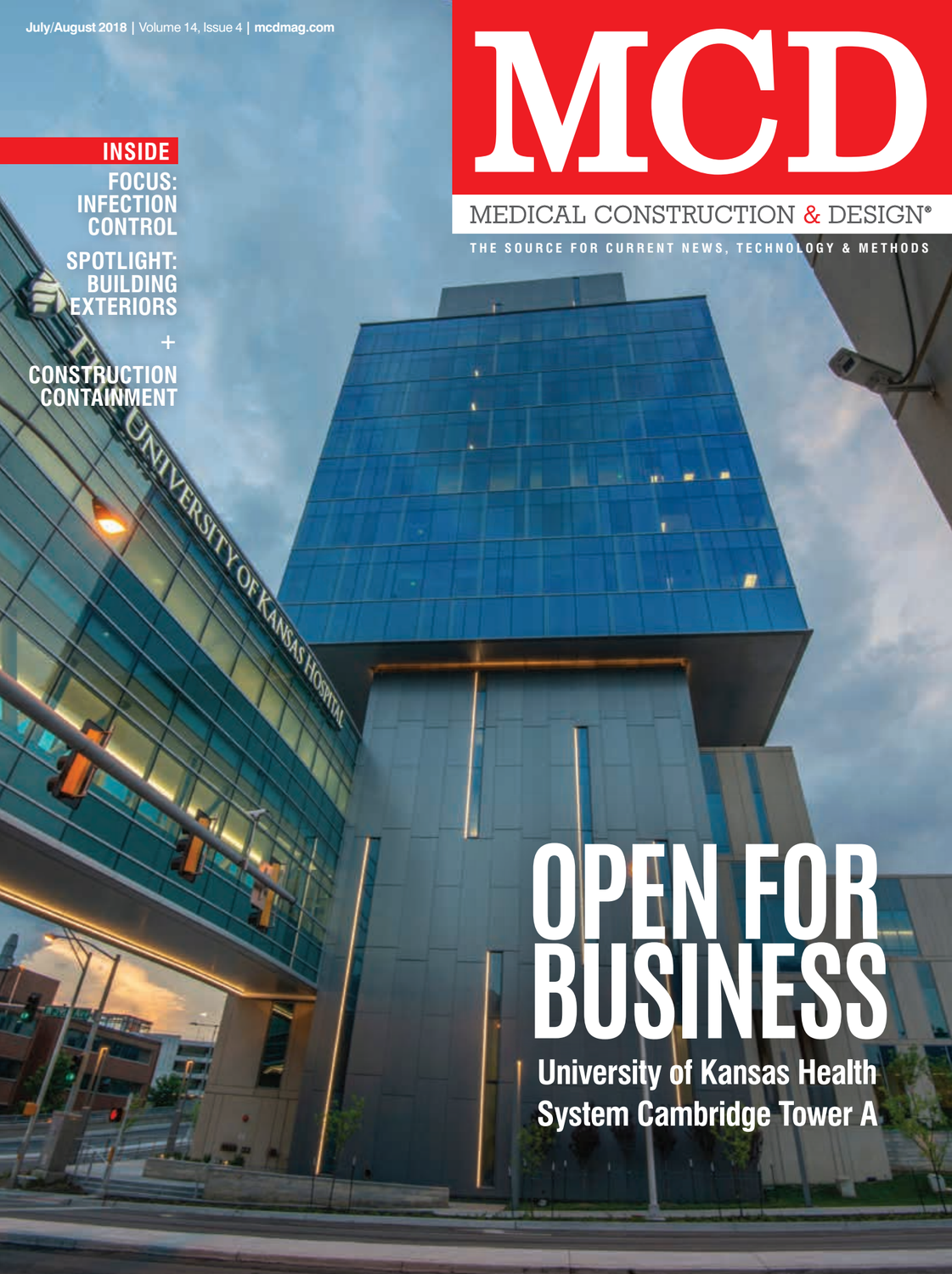July/August 2018 | Volume 14, Issue 4 | mcdmag.com

# MCD

MEDICAL CONSTRUCTION & DESIGN®

THE SOURCE FOR CURRENT NEWS, TECHNOLOGY & METHODS

**INSIDE**

**FOCUS: INFECTION CONTROL**

**SPOTLIGHT: BUILDING EXTERIORS**

**+**

**CONSTRUCTION CONTAINMENT**

## OPEN FOR BUSINESS

**University of Kansas Health System Cambridge Tower A**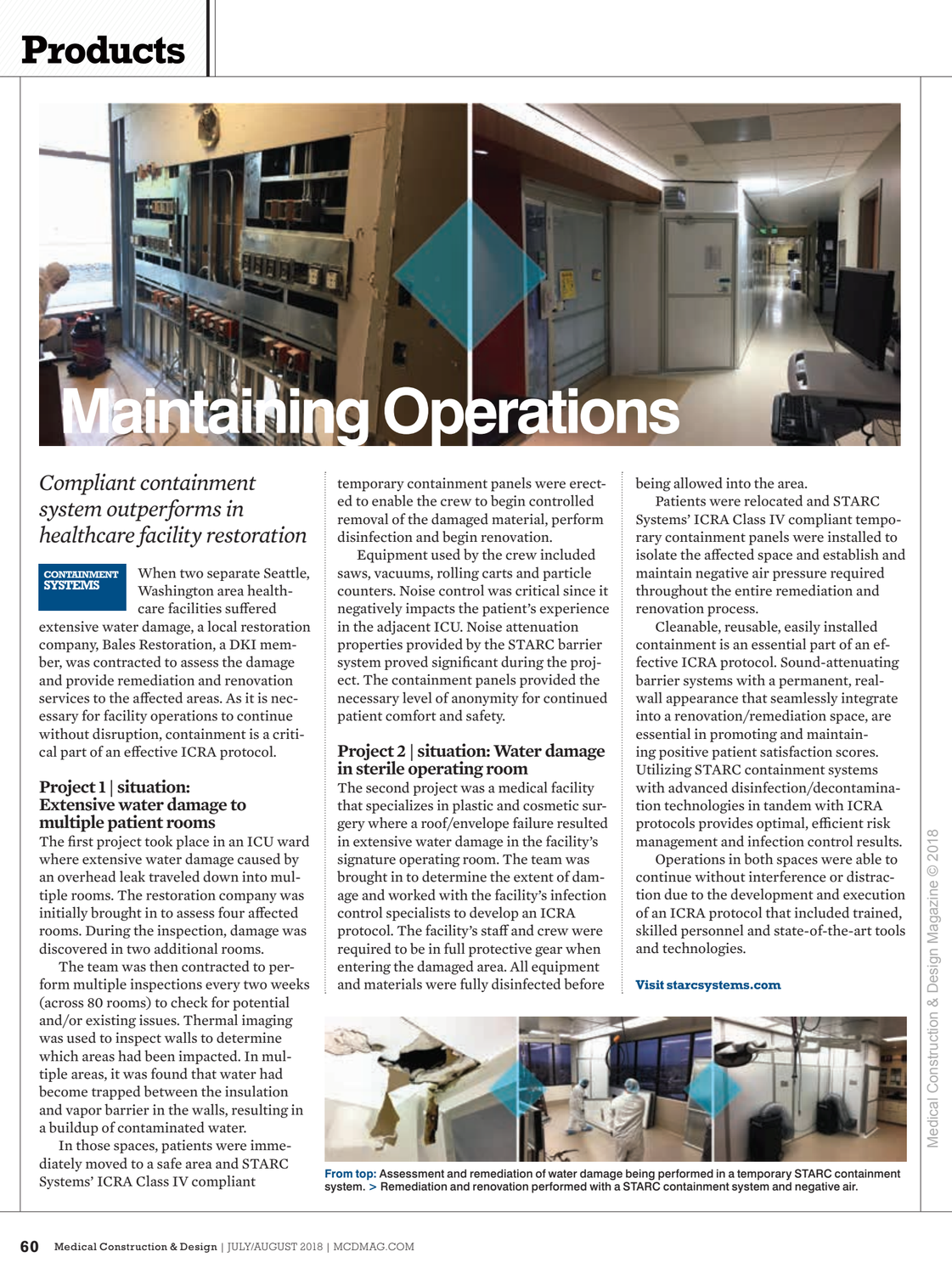# Maintaining Operations

*Compliant containment system outperforms in healthcare facility restoration*

**CONTAINMENT SYSTEMS**

When two separate Seattle, Washington area healthcare facilities suffered extensive water damage, a local restoration company, Bales Restoration, a DKI member, was contracted to assess the damage and provide remediation and renovation services to the affected areas. As it is necessary for facility operations to continue without disruption, containment is a critical part of an effective ICRA protocol.

## Project 1 | situation: Extensive water damage to multiple patient rooms

The first project took place in an ICU ward where extensive water damage caused by an overhead leak traveled down into multiple rooms. The restoration company was initially brought in to assess four affected rooms. During the inspection, damage was discovered in two additional rooms.

The team was then contracted to perform multiple inspections every two weeks (across 80 rooms) to check for potential and/or existing issues. Thermal imaging was used to inspect walls to determine which areas had been impacted. In multiple areas, it was found that water had become trapped between the insulation and vapor barrier in the walls, resulting in a buildup of contaminated water.

In those spaces, patients were immediately moved to a safe area and STARC Systems' ICRA Class IV compliant temporary containment panels were erected to enable the crew to begin controlled removal of the damaged material, perform disinfection and begin renovation.

Equipment used by the crew included saws, vacuums, rolling carts and particle counters. Noise control was critical since it negatively impacts the patient's experience in the adjacent ICU. Noise attenuation properties provided by the STARC barrier system proved significant during the project. The containment panels provided the necessary level of anonymity for continued patient comfort and safety.

## Project 2 | situation: Water damage in sterile operating room

The second project was a medical facility that specializes in plastic and cosmetic surgery where a roof/envelope failure resulted in extensive water damage in the facility's signature operating room. The team was brought in to determine the extent of damage and worked with the facility's infection control specialists to develop an ICRA protocol. The facility's staff and crew were required to be in full protective gear when entering the damaged area. All equipment and materials were fully disinfected before being allowed into the area.

Patients were relocated and STARC Systems' ICRA Class IV compliant temporary containment panels were installed to isolate the affected space and establish and maintain negative air pressure required throughout the entire remediation and renovation process.

Cleanable, reusable, easily installed containment is an essential part of an effective ICRA protocol. Sound-attenuating barrier systems with a permanent, real-wall appearance that seamlessly integrate into a renovation/remediation space, are essential in promoting and maintaining positive patient satisfaction scores. Utilizing STARC containment systems with advanced disinfection/decontamination technologies in tandem with ICRA protocols provides optimal, efficient risk management and infection control results.

Operations in both spaces were able to continue without interference or distraction due to the development and execution of an ICRA protocol that included trained, skilled personnel and state-of-the-art tools and technologies.

**Visit starcsystems.com**

**From top:** Assessment and remediation of water damage being performed in a temporary STARC containment system. **>** Remediation and renovation performed with a STARC containment system and negative air.